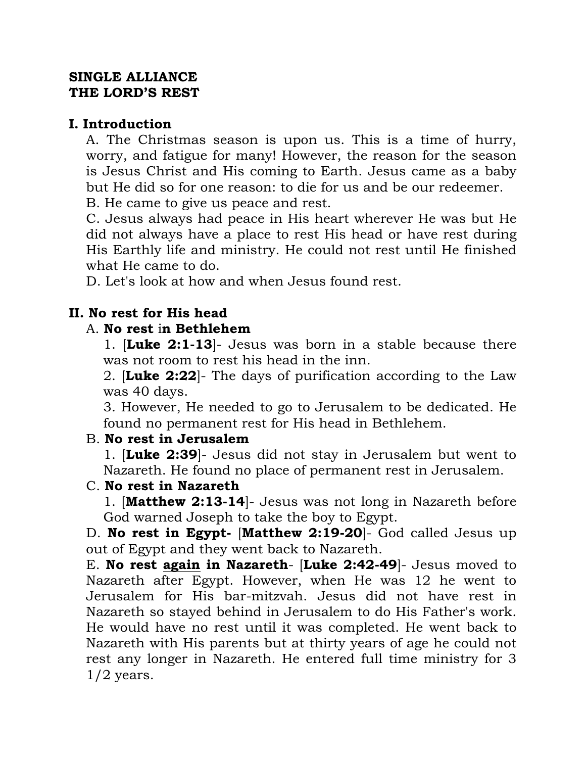**SINGLE ALLIANCE**
**THE LORD'S REST**

**I. Introduction**

A. The Christmas season is upon us. This is a time of hurry, worry, and fatigue for many! However, the reason for the season is Jesus Christ and His coming to Earth. Jesus came as a baby but He did so for one reason: to die for us and be our redeemer.

B. He came to give us peace and rest.

C. Jesus always had peace in His heart wherever He was but He did not always have a place to rest His head or have rest during His Earthly life and ministry. He could not rest until He finished what He came to do.

D. Let's look at how and when Jesus found rest.

**II. No rest for His head**

A. **No rest** i**n Bethlehem**

1. [**Luke 2:1-13**]- Jesus was born in a stable because there was not room to rest his head in the inn.

2. [**Luke 2:22**]- The days of purification according to the Law was 40 days.

3. However, He needed to go to Jerusalem to be dedicated. He found no permanent rest for His head in Bethlehem.

B. **No rest in Jerusalem**

1. [**Luke 2:39**]- Jesus did not stay in Jerusalem but went to Nazareth. He found no place of permanent rest in Jerusalem.

C. **No rest in Nazareth**

1. [**Matthew 2:13-14**]- Jesus was not long in Nazareth before God warned Joseph to take the boy to Egypt.

D. **No rest in Egypt-** [**Matthew 2:19-20**]- God called Jesus up out of Egypt and they went back to Nazareth.

E. **No rest <u>again</u> in Nazareth**- [**Luke 2:42-49**]- Jesus moved to Nazareth after Egypt. However, when He was 12 he went to Jerusalem for His bar-mitzvah. Jesus did not have rest in Nazareth so stayed behind in Jerusalem to do His Father's work. He would have no rest until it was completed. He went back to Nazareth with His parents but at thirty years of age he could not rest any longer in Nazareth. He entered full time ministry for 3 1/2 years.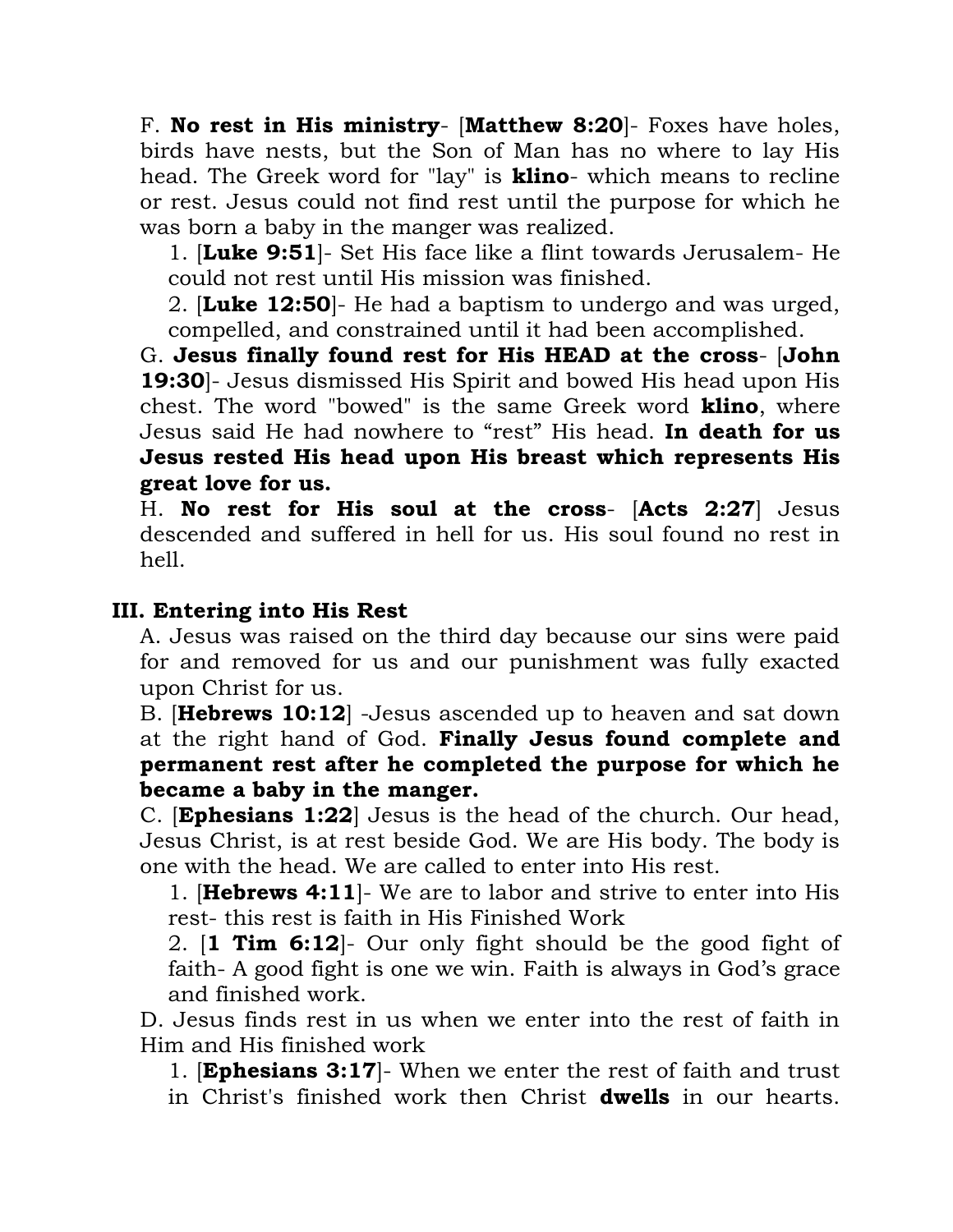F. **No rest in His ministry**- [**Matthew 8:20**]- Foxes have holes, birds have nests, but the Son of Man has no where to lay His head. The Greek word for "lay" is **klino**- which means to recline or rest. Jesus could not find rest until the purpose for which he was born a baby in the manger was realized.

1. [**Luke 9:51**]- Set His face like a flint towards Jerusalem- He could not rest until His mission was finished.
2. [**Luke 12:50**]- He had a baptism to undergo and was urged, compelled, and constrained until it had been accomplished.

G. **Jesus finally found rest for His HEAD at the cross**- [**John 19:30**]- Jesus dismissed His Spirit and bowed His head upon His chest. The word "bowed" is the same Greek word **klino**, where Jesus said He had nowhere to "rest" His head. **In death for us Jesus rested His head upon His breast which represents His great love for us.**

H. **No rest for His soul at the cross**- [**Acts 2:27**] Jesus descended and suffered in hell for us. His soul found no rest in hell.

## III. Entering into His Rest

A. Jesus was raised on the third day because our sins were paid for and removed for us and our punishment was fully exacted upon Christ for us.

B. [**Hebrews 10:12**] -Jesus ascended up to heaven and sat down at the right hand of God. **Finally Jesus found complete and permanent rest after he completed the purpose for which he became a baby in the manger.**

C. [**Ephesians 1:22**] Jesus is the head of the church. Our head, Jesus Christ, is at rest beside God. We are His body. The body is one with the head. We are called to enter into His rest.

1. [**Hebrews 4:11**]- We are to labor and strive to enter into His rest- this rest is faith in His Finished Work
2. [**1 Tim 6:12**]- Our only fight should be the good fight of faith- A good fight is one we win. Faith is always in God's grace and finished work.

D. Jesus finds rest in us when we enter into the rest of faith in Him and His finished work

1. [**Ephesians 3:17**]- When we enter the rest of faith and trust in Christ's finished work then Christ **dwells** in our hearts.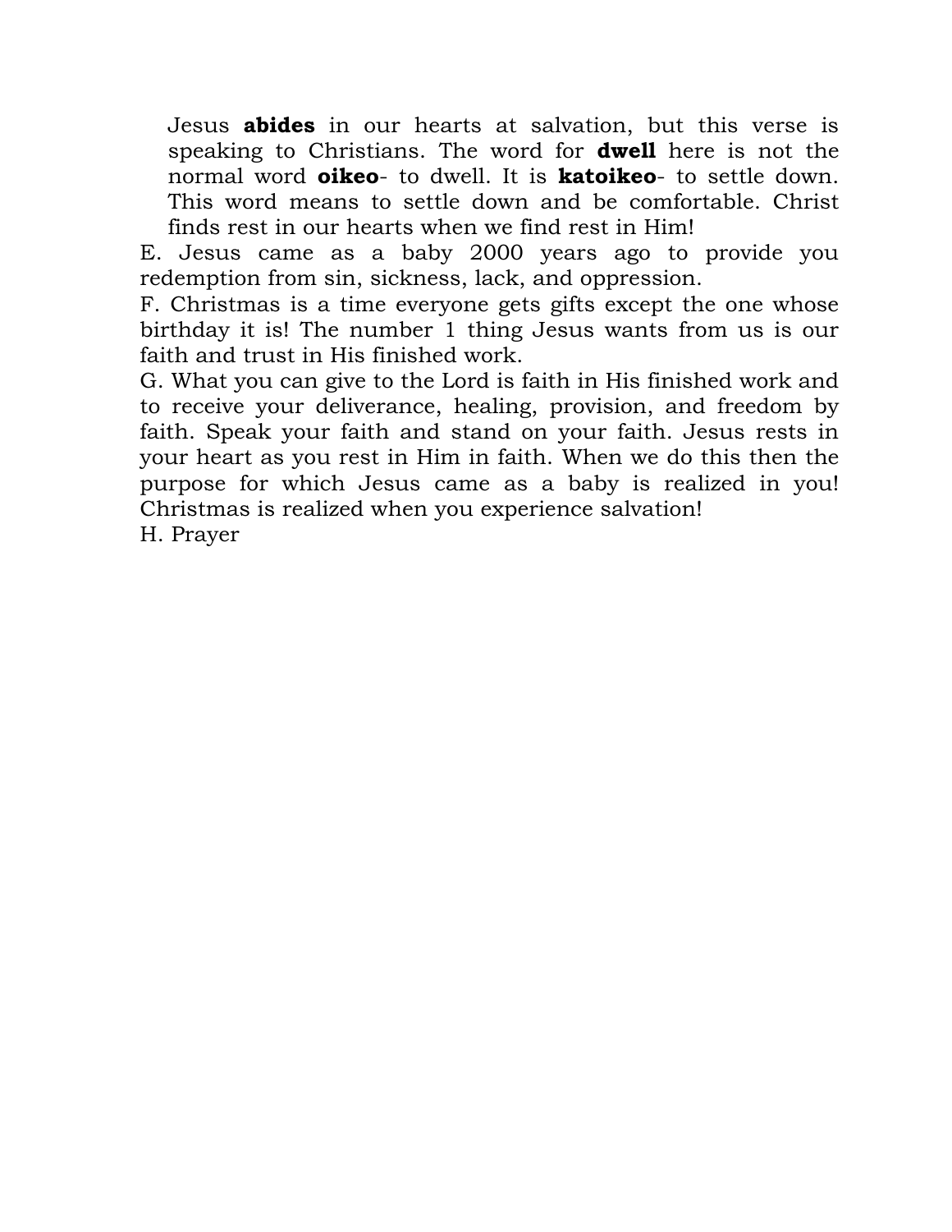Jesus **abides** in our hearts at salvation, but this verse is speaking to Christians. The word for **dwell** here is not the normal word **oikeo**- to dwell. It is **katoikeo**- to settle down. This word means to settle down and be comfortable. Christ finds rest in our hearts when we find rest in Him!

E. Jesus came as a baby 2000 years ago to provide you redemption from sin, sickness, lack, and oppression.

F. Christmas is a time everyone gets gifts except the one whose birthday it is! The number 1 thing Jesus wants from us is our faith and trust in His finished work.

G. What you can give to the Lord is faith in His finished work and to receive your deliverance, healing, provision, and freedom by faith. Speak your faith and stand on your faith. Jesus rests in your heart as you rest in Him in faith. When we do this then the purpose for which Jesus came as a baby is realized in you! Christmas is realized when you experience salvation!

H. Prayer